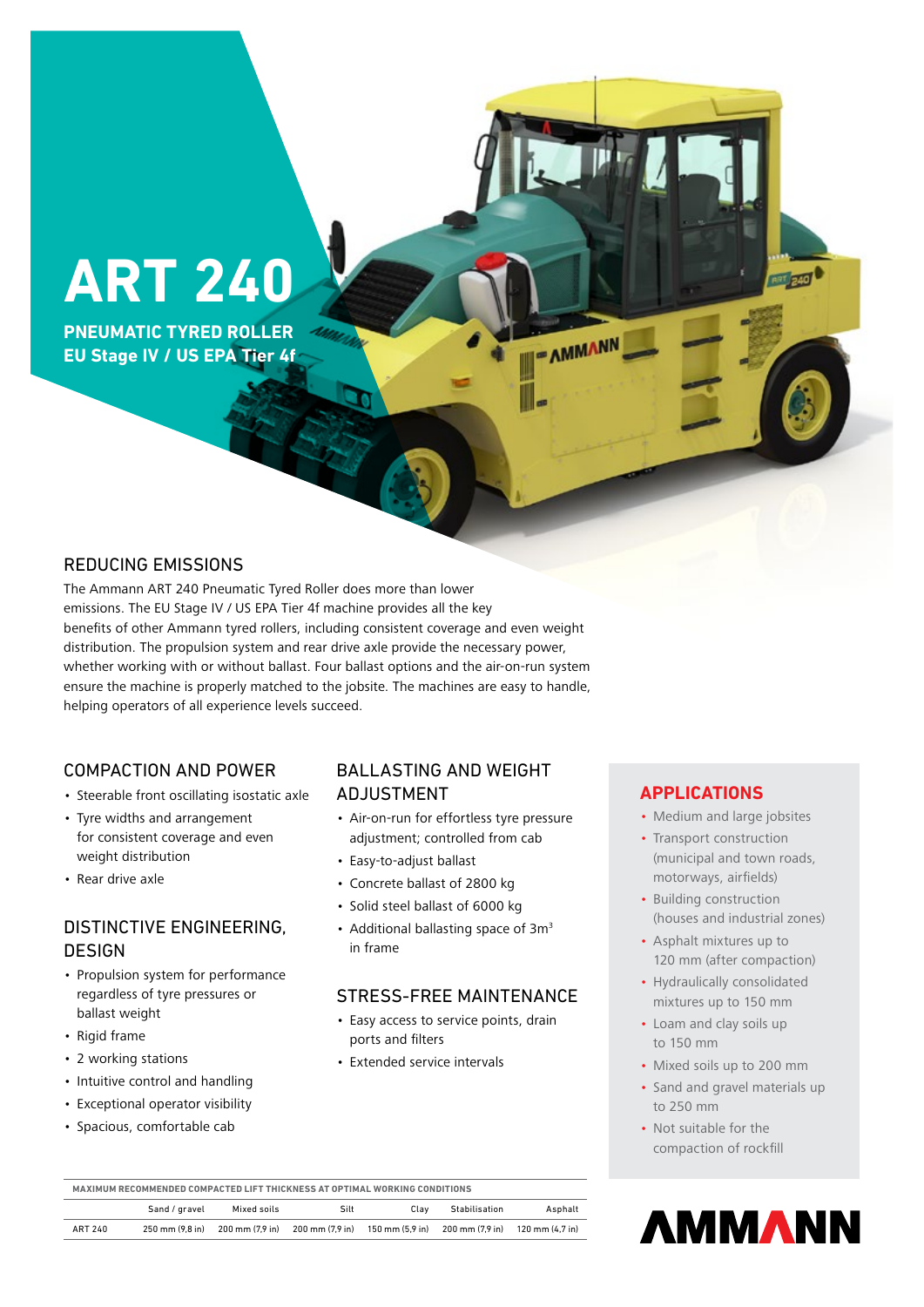# ART 240

**PNEUMATIC TYRED ROLLER**
**EU Stage IV / US EPA Tier 4f**

## REDUCING EMISSIONS

The Ammann ART 240 Pneumatic Tyred Roller does more than lower emissions. The EU Stage IV / US EPA Tier 4f machine provides all the key benefits of other Ammann tyred rollers, including consistent coverage and even weight distribution. The propulsion system and rear drive axle provide the necessary power, whether working with or without ballast. Four ballast options and the air-on-run system ensure the machine is properly matched to the jobsite. The machines are easy to handle, helping operators of all experience levels succeed.

## COMPACTION AND POWER

- Steerable front oscillating isostatic axle
- Tyre widths and arrangement for consistent coverage and even weight distribution
- Rear drive axle

## DISTINCTIVE ENGINEERING, DESIGN

- Propulsion system for performance regardless of tyre pressures or ballast weight
- Rigid frame
- 2 working stations
- Intuitive control and handling
- Exceptional operator visibility
- Spacious, comfortable cab

## BALLASTING AND WEIGHT ADJUSTMENT

- Air-on-run for effortless tyre pressure adjustment; controlled from cab
- Easy-to-adjust ballast
- Concrete ballast of 2800 kg
- Solid steel ballast of 6000 kg
- Additional ballasting space of $3m^3$ in frame

## STRESS-FREE MAINTENANCE

- Easy access to service points, drain ports and filters
- Extended service intervals

## APPLICATIONS

- Medium and large jobsites
- Transport construction (municipal and town roads, motorways, airfields)
- Building construction (houses and industrial zones)
- Asphalt mixtures up to 120 mm (after compaction)
- Hydraulically consolidated mixtures up to 150 mm
- Loam and clay soils up to 150 mm
- Mixed soils up to 200 mm
- Sand and gravel materials up to 250 mm
- Not suitable for the compaction of rockfill

**MAXIMUM RECOMMENDED COMPACTED LIFT THICKNESS AT OPTIMAL WORKING CONDITIONS**

| | Sand / gravel | Mixed soils | Silt | Clay | Stabilisation | Asphalt |
|---|---|---|---|---|---|---|
| ART 240 | 250 mm (9,8 in) | 200 mm (7,9 in) | 200 mm (7,9 in) | 150 mm (5,9 in) | 200 mm (7,9 in) | 120 mm (4,7 in) |

AMMANN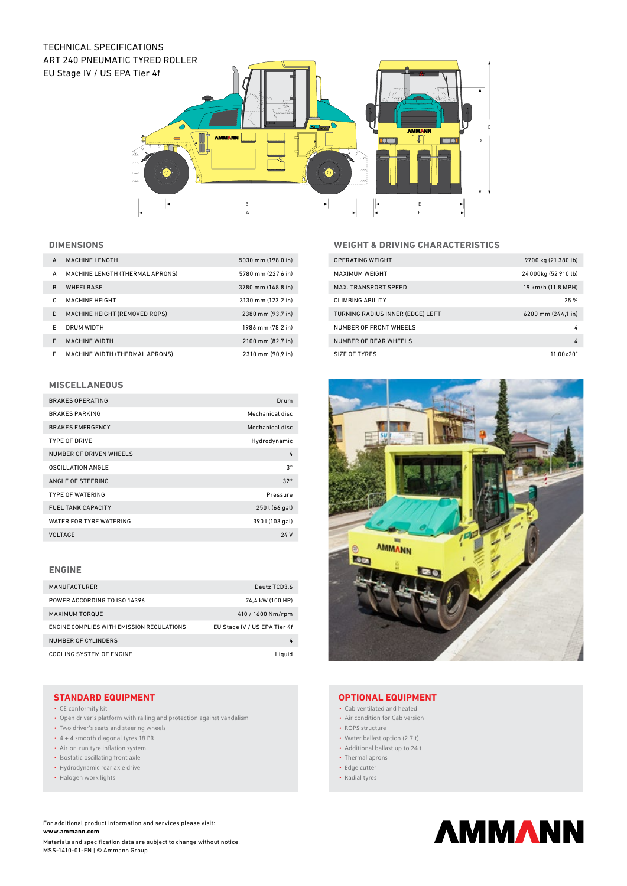TECHNICAL SPECIFICATIONS
ART 240 PNEUMATIC TYRED ROLLER
EU Stage IV / US EPA Tier 4f

## DIMENSIONS

| | | |
|---|---|---|
| A | MACHINE LENGTH | 5030 mm (198,0 in) |
| A | MACHINE LENGTH (THERMAL APRONS) | 5780 mm (227,6 in) |
| B | WHEELBASE | 3780 mm (148,8 in) |
| C | MACHINE HEIGHT | 3130 mm (123,2 in) |
| D | MACHINE HEIGHT (REMOVED ROPS) | 2380 mm (93,7 in) |
| E | DRUM WIDTH | 1986 mm (78,2 in) |
| F | MACHINE WIDTH | 2100 mm (82,7 in) |
| F | MACHINE WIDTH (THERMAL APRONS) | 2310 mm (90,9 in) |

## WEIGHT & DRIVING CHARACTERISTICS

| | |
|---|---|
| OPERATING WEIGHT | 9700 kg (21 380 lb) |
| MAXIMUM WEIGHT | 24 000kg (52 910 lb) |
| MAX. TRANSPORT SPEED | 19 km/h (11.8 MPH) |
| CLIMBING ABILITY | 25 % |
| TURNING RADIUS INNER (EDGE) LEFT | 6200 mm (244,1 in) |
| NUMBER OF FRONT WHEELS | 4 |
| NUMBER OF REAR WHEELS | 4 |
| SIZE OF TYRES | 11,00x20" |

## MISCELLANEOUS

| | |
|---|---|
| BRAKES OPERATING | Drum |
| BRAKES PARKING | Mechanical disc |
| BRAKES EMERGENCY | Mechanical disc |
| TYPE OF DRIVE | Hydrodynamic |
| NUMBER OF DRIVEN WHEELS | 4 |
| OSCILLATION ANGLE | 3° |
| ANGLE OF STEERING | 32° |
| TYPE OF WATERING | Pressure |
| FUEL TANK CAPACITY | 250 l (66 gal) |
| WATER FOR TYRE WATERING | 390 l (103 gal) |
| VOLTAGE | 24 V |

## ENGINE

| | |
|---|---|
| MANUFACTURER | Deutz TCD3.6 |
| POWER ACCORDING TO ISO 14396 | 74,4 kW (100 HP) |
| MAXIMUM TORQUE | 410 / 1600 Nm/rpm |
| ENGINE COMPLIES WITH EMISSION REGULATIONS | EU Stage IV / US EPA Tier 4f |
| NUMBER OF CYLINDERS | 4 |
| COOLING SYSTEM OF ENGINE | Liquid |

## STANDARD EQUIPMENT

- CE conformity kit
- Open driver's platform with railing and protection against vandalism
- Two driver's seats and steering wheels
- 4 + 4 smooth diagonal tyres 18 PR
- Air-on-run tyre inflation system
- Isostatic oscillating front axle
- Hydrodynamic rear axle drive
- Halogen work lights

## OPTIONAL EQUIPMENT

- Cab ventilated and heated
- Air condition for Cab version
- ROPS structure
- Water ballast option (2.7 t)
- Additional ballast up to 24 t
- Thermal aprons
- Edge cutter
- Radial tyres

For additional product information and services please visit:
**www.ammann.com**

Materials and specification data are subject to change without notice.
MSS-1410-01-EN | © Ammann Group